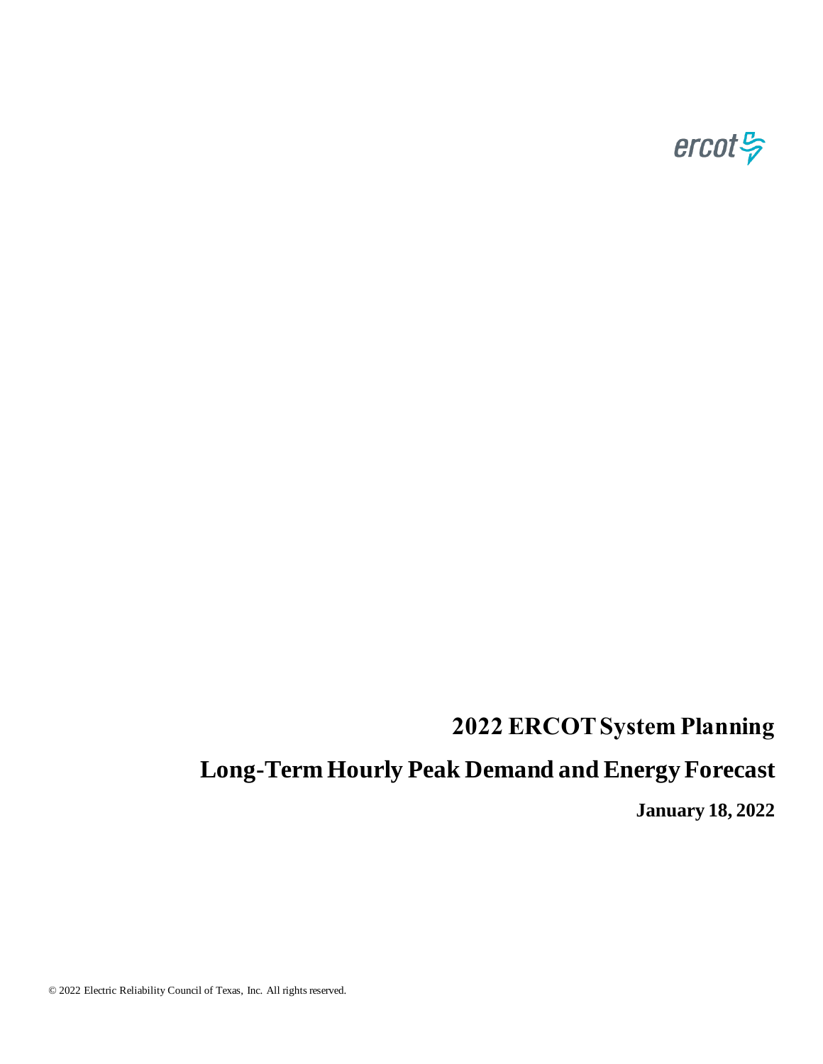ercot

# 2022 ERCOT System Planning

# Long-Term Hourly Peak Demand and Energy Forecast

**January 18, 2022**

© 2022 Electric Reliability Council of Texas, Inc. All rights reserved.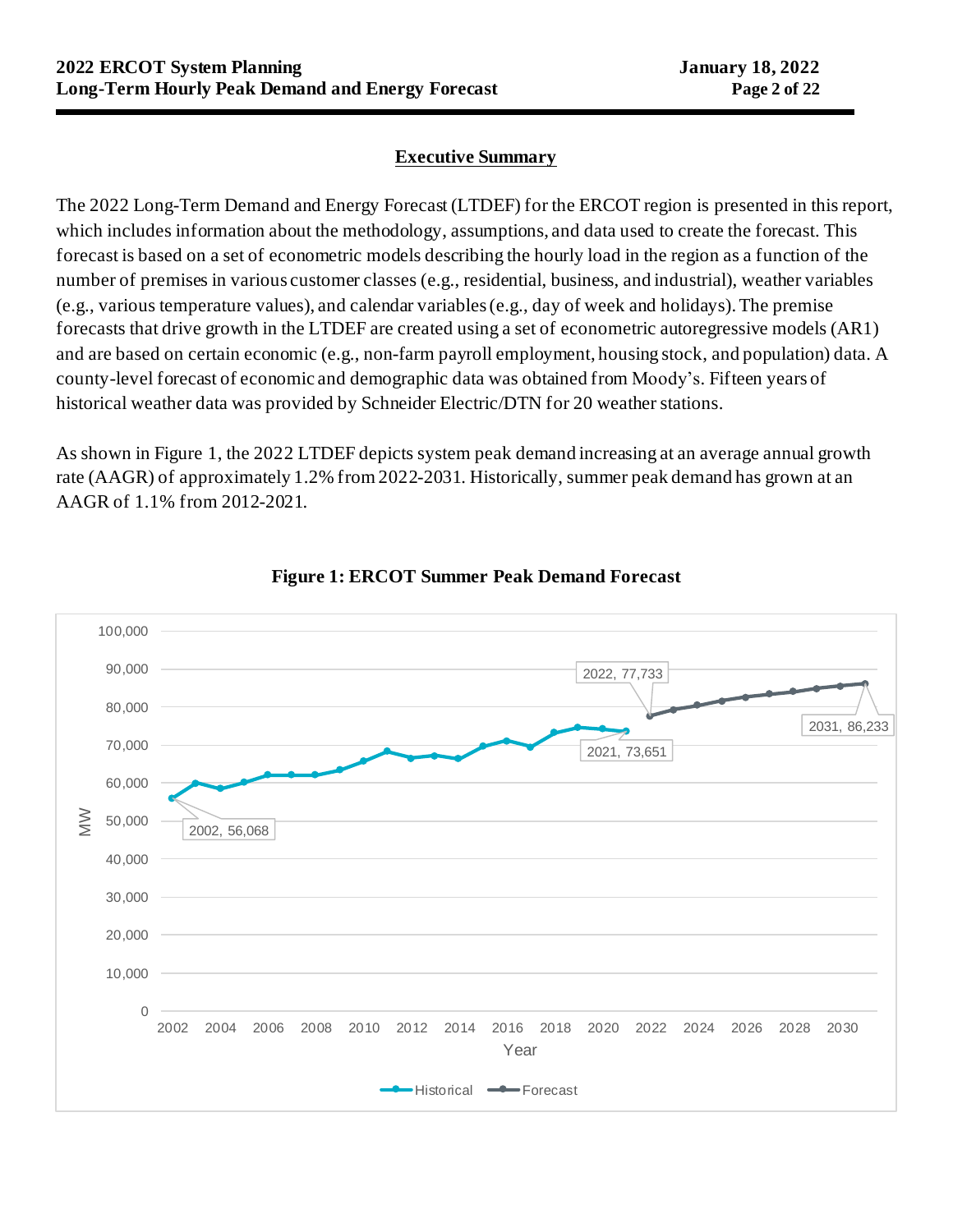## Executive Summary

The 2022 Long-Term Demand and Energy Forecast (LTDEF) for the ERCOT region is presented in this report, which includes information about the methodology, assumptions, and data used to create the forecast. This forecast is based on a set of econometric models describing the hourly load in the region as a function of the number of premises in various customer classes (e.g., residential, business, and industrial), weather variables (e.g., various temperature values), and calendar variables (e.g., day of week and holidays). The premise forecasts that drive growth in the LTDEF are created using a set of econometric autoregressive models (AR1) and are based on certain economic (e.g., non-farm payroll employment, housing stock, and population) data. A county-level forecast of economic and demographic data was obtained from Moody's. Fifteen years of historical weather data was provided by Schneider Electric/DTN for 20 weather stations.

As shown in Figure 1, the 2022 LTDEF depicts system peak demand increasing at an average annual growth rate (AAGR) of approximately 1.2% from 2022-2031. Historically, summer peak demand has grown at an AAGR of 1.1% from 2012-2021.

**Figure 1: ERCOT Summer Peak Demand Forecast**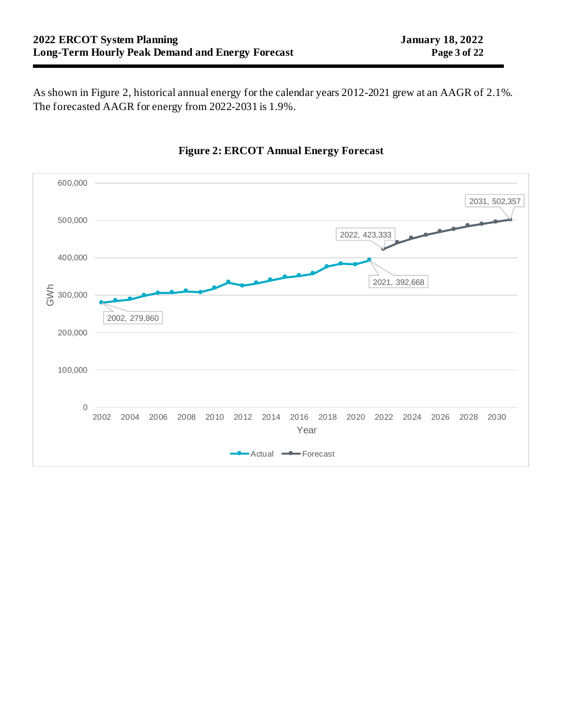As shown in Figure 2, historical annual energy for the calendar years 2012-2021 grew at an AAGR of 2.1%. The forecasted AAGR for energy from 2022-2031 is 1.9%.

**Figure 2: ERCOT Annual Energy Forecast**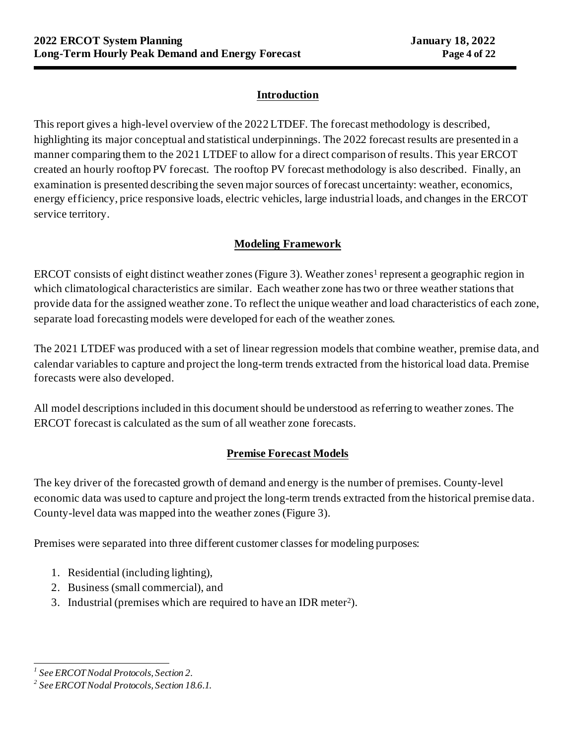## Introduction

This report gives a high-level overview of the 2022 LTDEF. The forecast methodology is described, highlighting its major conceptual and statistical underpinnings. The 2022 forecast results are presented in a manner comparing them to the 2021 LTDEF to allow for a direct comparison of results. This year ERCOT created an hourly rooftop PV forecast. The rooftop PV forecast methodology is also described. Finally, an examination is presented describing the seven major sources of forecast uncertainty: weather, economics, energy efficiency, price responsive loads, electric vehicles, large industrial loads, and changes in the ERCOT service territory.

## Modeling Framework

ERCOT consists of eight distinct weather zones (Figure 3). Weather zones[1] represent a geographic region in which climatological characteristics are similar. Each weather zone has two or three weather stations that provide data for the assigned weather zone. To reflect the unique weather and load characteristics of each zone, separate load forecasting models were developed for each of the weather zones.

The 2021 LTDEF was produced with a set of linear regression models that combine weather, premise data, and calendar variables to capture and project the long-term trends extracted from the historical load data. Premise forecasts were also developed.

All model descriptions included in this document should be understood as referring to weather zones. The ERCOT forecast is calculated as the sum of all weather zone forecasts.

## Premise Forecast Models

The key driver of the forecasted growth of demand and energy is the number of premises. County-level economic data was used to capture and project the long-term trends extracted from the historical premise data. County-level data was mapped into the weather zones (Figure 3).

Premises were separated into three different customer classes for modeling purposes:

1. Residential (including lighting),
2. Business (small commercial), and
3. Industrial (premises which are required to have an IDR meter[2]).

---

[1] *See ERCOT Nodal Protocols, Section 2.*

[2] *See ERCOT Nodal Protocols, Section 18.6.1.*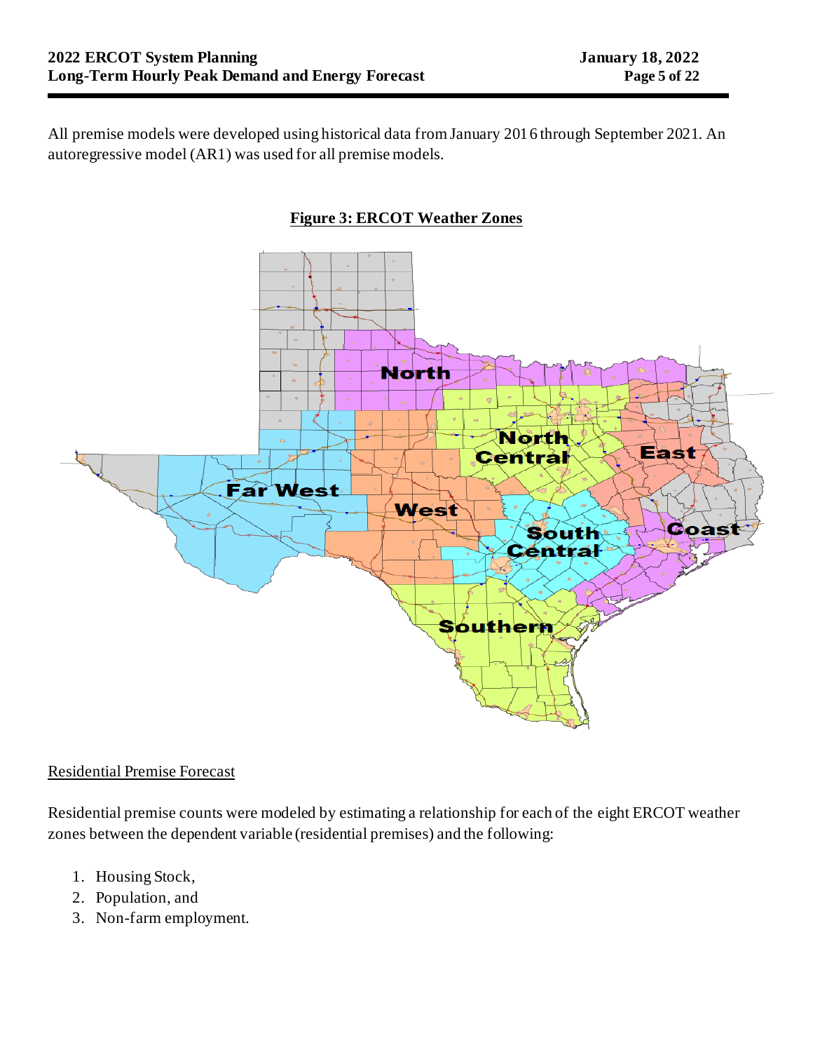All premise models were developed using historical data from January 2016 through September 2021. An autoregressive model (AR1) was used for all premise models.

**Figure 3: ERCOT Weather Zones**

Residential Premise Forecast

Residential premise counts were modeled by estimating a relationship for each of the eight ERCOT weather zones between the dependent variable (residential premises) and the following:

1. Housing Stock,
2. Population, and
3. Non-farm employment.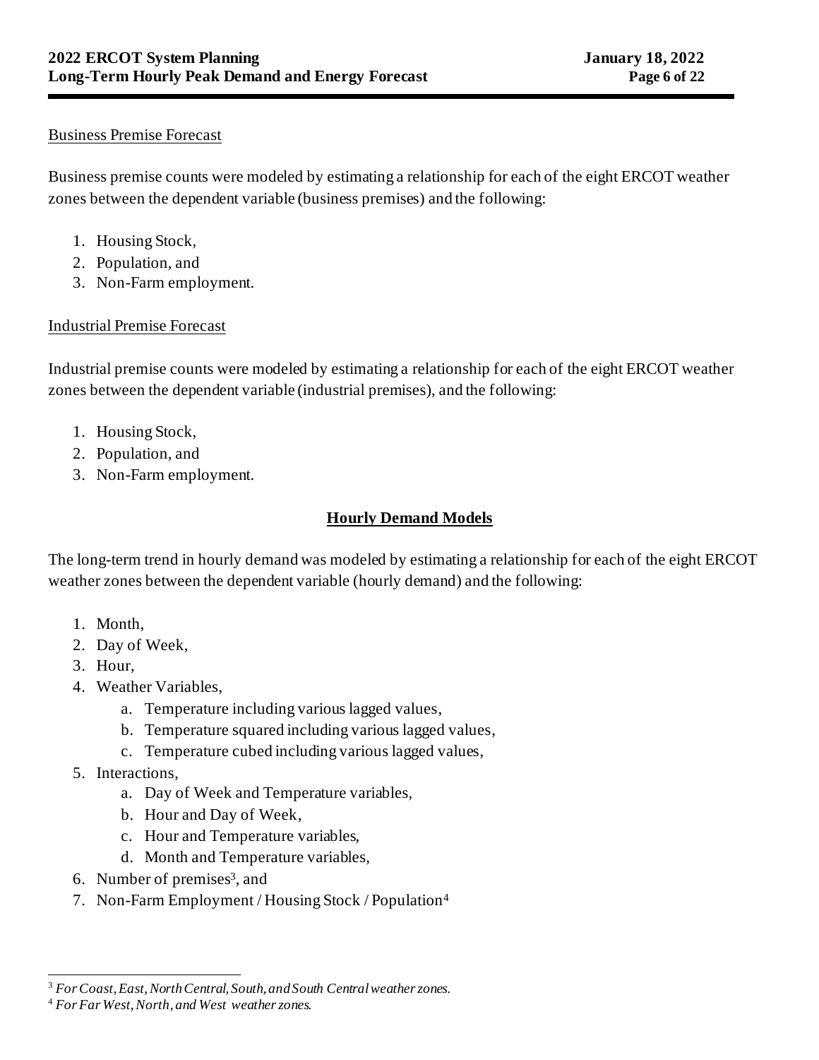Business Premise Forecast

Business premise counts were modeled by estimating a relationship for each of the eight ERCOT weather zones between the dependent variable (business premises) and the following:

1. Housing Stock,
2. Population, and
3. Non-Farm employment.

Industrial Premise Forecast

Industrial premise counts were modeled by estimating a relationship for each of the eight ERCOT weather zones between the dependent variable (industrial premises), and the following:

1. Housing Stock,
2. Population, and
3. Non-Farm employment.

## Hourly Demand Models

The long-term trend in hourly demand was modeled by estimating a relationship for each of the eight ERCOT weather zones between the dependent variable (hourly demand) and the following:

1. Month,
2. Day of Week,
3. Hour,
4. Weather Variables,
   a. Temperature including various lagged values,
   b. Temperature squared including various lagged values,
   c. Temperature cubed including various lagged values,
5. Interactions,
   a. Day of Week and Temperature variables,
   b. Hour and Day of Week,
   c. Hour and Temperature variables,
   d. Month and Temperature variables,
6. Number of premises[3], and
7. Non-Farm Employment / Housing Stock / Population[4]

---

[3] *For Coast, East, North Central, South, and South Central weather zones.*

[4] *For Far West, North, and West weather zones.*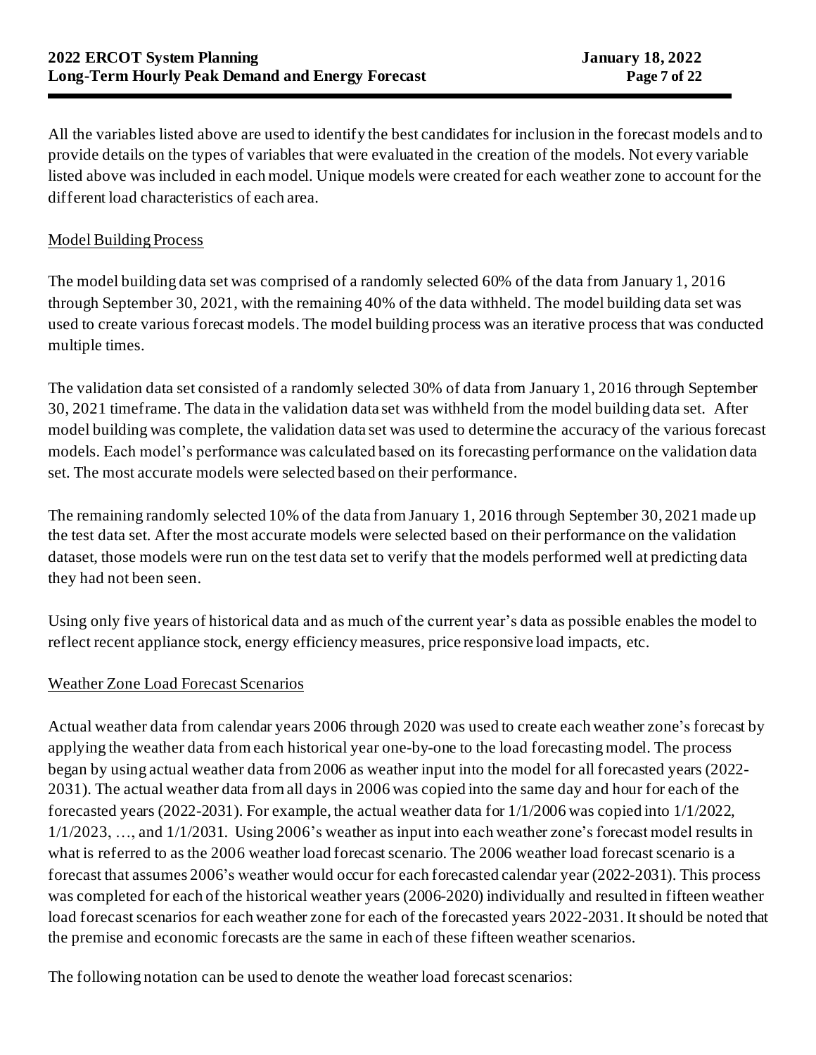All the variables listed above are used to identify the best candidates for inclusion in the forecast models and to provide details on the types of variables that were evaluated in the creation of the models. Not every variable listed above was included in each model. Unique models were created for each weather zone to account for the different load characteristics of each area.

Model Building Process

The model building data set was comprised of a randomly selected 60% of the data from January 1, 2016 through September 30, 2021, with the remaining 40% of the data withheld. The model building data set was used to create various forecast models. The model building process was an iterative process that was conducted multiple times.

The validation data set consisted of a randomly selected 30% of data from January 1, 2016 through September 30, 2021 timeframe. The data in the validation data set was withheld from the model building data set. After model building was complete, the validation data set was used to determine the accuracy of the various forecast models. Each model's performance was calculated based on its forecasting performance on the validation data set. The most accurate models were selected based on their performance.

The remaining randomly selected 10% of the data from January 1, 2016 through September 30, 2021 made up the test data set. After the most accurate models were selected based on their performance on the validation dataset, those models were run on the test data set to verify that the models performed well at predicting data they had not been seen.

Using only five years of historical data and as much of the current year's data as possible enables the model to reflect recent appliance stock, energy efficiency measures, price responsive load impacts, etc.

Weather Zone Load Forecast Scenarios

Actual weather data from calendar years 2006 through 2020 was used to create each weather zone's forecast by applying the weather data from each historical year one-by-one to the load forecasting model. The process began by using actual weather data from 2006 as weather input into the model for all forecasted years (2022-2031). The actual weather data from all days in 2006 was copied into the same day and hour for each of the forecasted years (2022-2031). For example, the actual weather data for 1/1/2006 was copied into 1/1/2022, 1/1/2023, …, and 1/1/2031. Using 2006's weather as input into each weather zone's forecast model results in what is referred to as the 2006 weather load forecast scenario. The 2006 weather load forecast scenario is a forecast that assumes 2006's weather would occur for each forecasted calendar year (2022-2031). This process was completed for each of the historical weather years (2006-2020) individually and resulted in fifteen weather load forecast scenarios for each weather zone for each of the forecasted years 2022-2031. It should be noted that the premise and economic forecasts are the same in each of these fifteen weather scenarios.

The following notation can be used to denote the weather load forecast scenarios: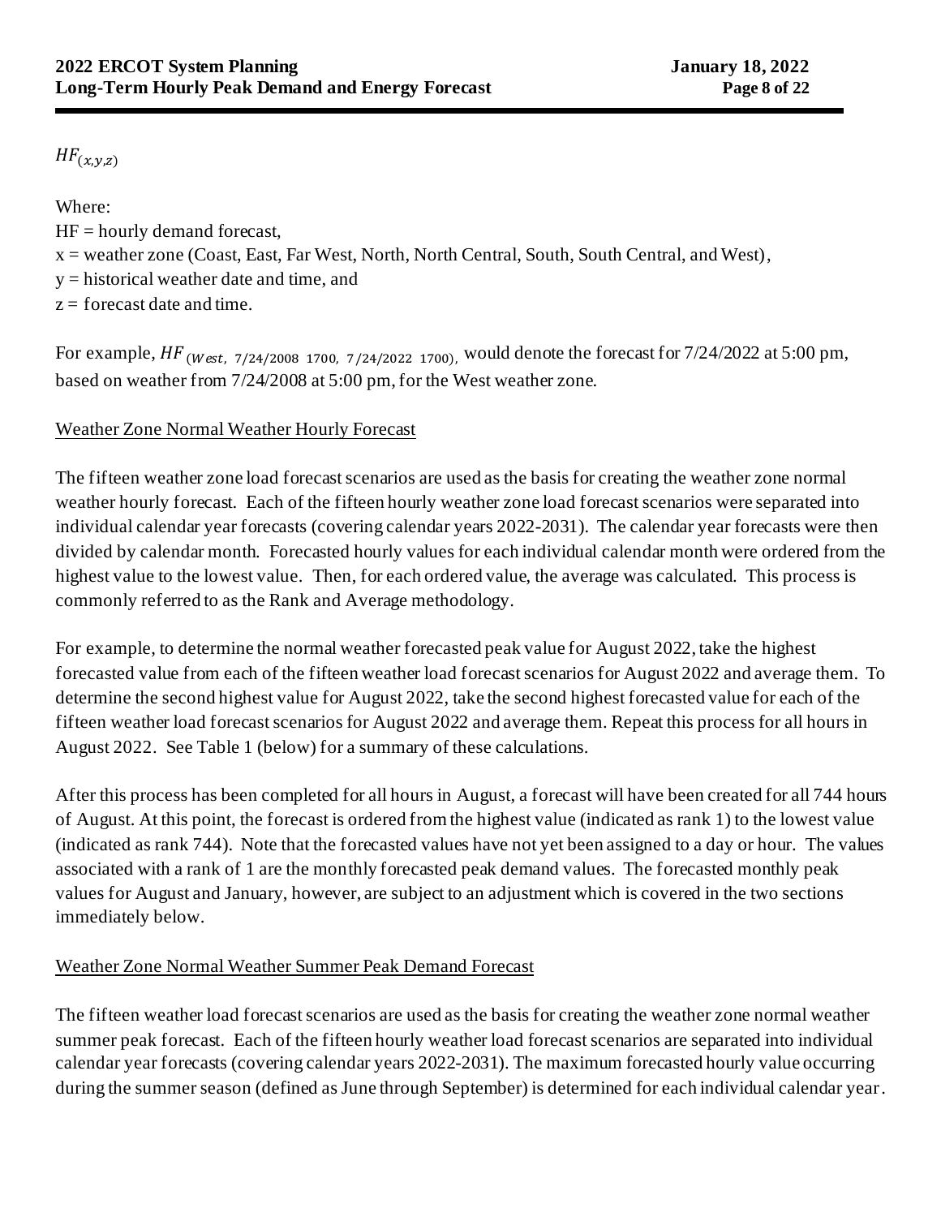$HF_{(x,y,z)}$

Where:
HF = hourly demand forecast,
x = weather zone (Coast, East, Far West, North, North Central, South, South Central, and West),
y = historical weather date and time, and
z = forecast date and time.

For example, $HF_{(West,\ 7/24/2008\ 1700,\ 7/24/2022\ 1700)}$, would denote the forecast for 7/24/2022 at 5:00 pm, based on weather from 7/24/2008 at 5:00 pm, for the West weather zone.

Weather Zone Normal Weather Hourly Forecast

The fifteen weather zone load forecast scenarios are used as the basis for creating the weather zone normal weather hourly forecast. Each of the fifteen hourly weather zone load forecast scenarios were separated into individual calendar year forecasts (covering calendar years 2022-2031). The calendar year forecasts were then divided by calendar month. Forecasted hourly values for each individual calendar month were ordered from the highest value to the lowest value. Then, for each ordered value, the average was calculated. This process is commonly referred to as the Rank and Average methodology.

For example, to determine the normal weather forecasted peak value for August 2022, take the highest forecasted value from each of the fifteen weather load forecast scenarios for August 2022 and average them. To determine the second highest value for August 2022, take the second highest forecasted value for each of the fifteen weather load forecast scenarios for August 2022 and average them. Repeat this process for all hours in August 2022. See Table 1 (below) for a summary of these calculations.

After this process has been completed for all hours in August, a forecast will have been created for all 744 hours of August. At this point, the forecast is ordered from the highest value (indicated as rank 1) to the lowest value (indicated as rank 744). Note that the forecasted values have not yet been assigned to a day or hour. The values associated with a rank of 1 are the monthly forecasted peak demand values. The forecasted monthly peak values for August and January, however, are subject to an adjustment which is covered in the two sections immediately below.

Weather Zone Normal Weather Summer Peak Demand Forecast

The fifteen weather load forecast scenarios are used as the basis for creating the weather zone normal weather summer peak forecast. Each of the fifteen hourly weather load forecast scenarios are separated into individual calendar year forecasts (covering calendar years 2022-2031). The maximum forecasted hourly value occurring during the summer season (defined as June through September) is determined for each individual calendar year.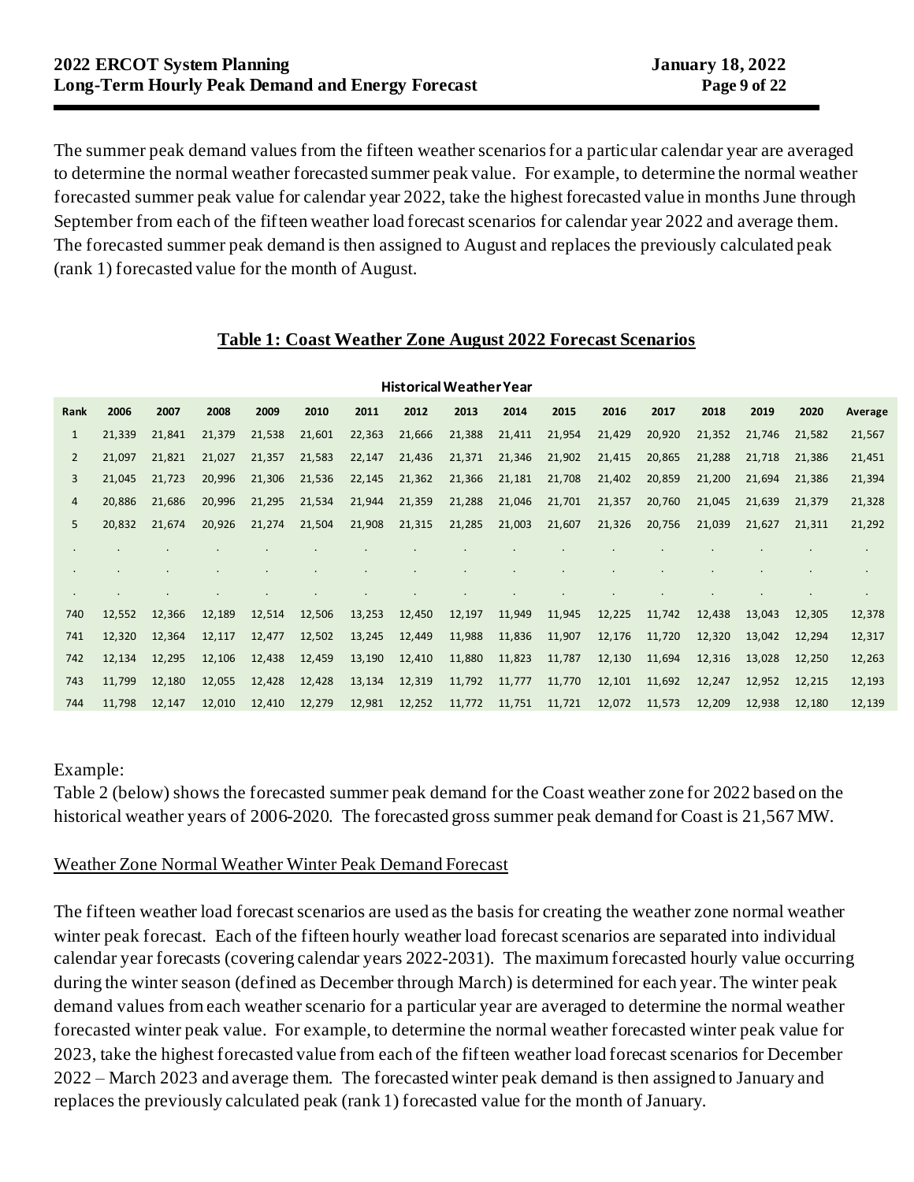The summer peak demand values from the fifteen weather scenarios for a particular calendar year are averaged to determine the normal weather forecasted summer peak value. For example, to determine the normal weather forecasted summer peak value for calendar year 2022, take the highest forecasted value in months June through September from each of the fifteen weather load forecast scenarios for calendar year 2022 and average them. The forecasted summer peak demand is then assigned to August and replaces the previously calculated peak (rank 1) forecasted value for the month of August.

**Table 1: Coast Weather Zone August 2022 Forecast Scenarios**

| | Historical Weather Year | | | | | | | | | | | | | | | |
|---|---|---|---|---|---|---|---|---|---|---|---|---|---|---|---|---|
| **Rank** | **2006** | **2007** | **2008** | **2009** | **2010** | **2011** | **2012** | **2013** | **2014** | **2015** | **2016** | **2017** | **2018** | **2019** | **2020** | **Average** |
| 1 | 21,339 | 21,841 | 21,379 | 21,538 | 21,601 | 22,363 | 21,666 | 21,388 | 21,411 | 21,954 | 21,429 | 20,920 | 21,352 | 21,746 | 21,582 | 21,567 |
| 2 | 21,097 | 21,821 | 21,027 | 21,357 | 21,583 | 22,147 | 21,436 | 21,371 | 21,346 | 21,902 | 21,415 | 20,865 | 21,288 | 21,718 | 21,386 | 21,451 |
| 3 | 21,045 | 21,723 | 20,996 | 21,306 | 21,536 | 22,145 | 21,362 | 21,366 | 21,181 | 21,708 | 21,402 | 20,859 | 21,200 | 21,694 | 21,386 | 21,394 |
| 4 | 20,886 | 21,686 | 20,996 | 21,295 | 21,534 | 21,944 | 21,359 | 21,288 | 21,046 | 21,701 | 21,357 | 20,760 | 21,045 | 21,639 | 21,379 | 21,328 |
| 5 | 20,832 | 21,674 | 20,926 | 21,274 | 21,504 | 21,908 | 21,315 | 21,285 | 21,003 | 21,607 | 21,326 | 20,756 | 21,039 | 21,627 | 21,311 | 21,292 |
| . | . | . | . | . | . | . | . | . | . | . | . | . | . | . | . | . |
| . | . | . | . | . | . | . | . | . | . | . | . | . | . | . | . | . |
| . | . | . | . | . | . | . | . | . | . | . | . | . | . | . | . | . |
| 740 | 12,552 | 12,366 | 12,189 | 12,514 | 12,506 | 13,253 | 12,450 | 12,197 | 11,949 | 11,945 | 12,225 | 11,742 | 12,438 | 13,043 | 12,305 | 12,378 |
| 741 | 12,320 | 12,364 | 12,117 | 12,477 | 12,502 | 13,245 | 12,449 | 11,988 | 11,836 | 11,907 | 12,176 | 11,720 | 12,320 | 13,042 | 12,294 | 12,317 |
| 742 | 12,134 | 12,295 | 12,106 | 12,438 | 12,459 | 13,190 | 12,410 | 11,880 | 11,823 | 11,787 | 12,130 | 11,694 | 12,316 | 13,028 | 12,250 | 12,263 |
| 743 | 11,799 | 12,180 | 12,055 | 12,428 | 12,428 | 13,134 | 12,319 | 11,792 | 11,777 | 11,770 | 12,101 | 11,692 | 12,247 | 12,952 | 12,215 | 12,193 |
| 744 | 11,798 | 12,147 | 12,010 | 12,410 | 12,279 | 12,981 | 12,252 | 11,772 | 11,751 | 11,721 | 12,072 | 11,573 | 12,209 | 12,938 | 12,180 | 12,139 |

Example:
Table 2 (below) shows the forecasted summer peak demand for the Coast weather zone for 2022 based on the historical weather years of 2006-2020. The forecasted gross summer peak demand for Coast is 21,567 MW.

Weather Zone Normal Weather Winter Peak Demand Forecast

The fifteen weather load forecast scenarios are used as the basis for creating the weather zone normal weather winter peak forecast. Each of the fifteen hourly weather load forecast scenarios are separated into individual calendar year forecasts (covering calendar years 2022-2031). The maximum forecasted hourly value occurring during the winter season (defined as December through March) is determined for each year. The winter peak demand values from each weather scenario for a particular year are averaged to determine the normal weather forecasted winter peak value. For example, to determine the normal weather forecasted winter peak value for 2023, take the highest forecasted value from each of the fifteen weather load forecast scenarios for December 2022 – March 2023 and average them. The forecasted winter peak demand is then assigned to January and replaces the previously calculated peak (rank 1) forecasted value for the month of January.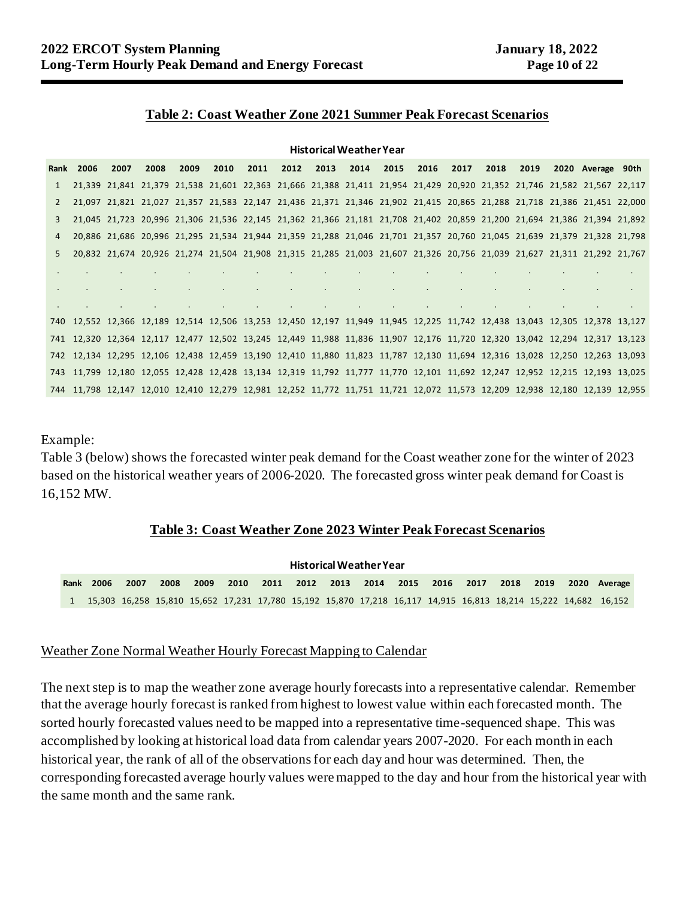**Table 2: Coast Weather Zone 2021 Summer Peak Forecast Scenarios**

| | Historical Weather Year | | | | | | | | | | | | | | | | |
|---|---|---|---|---|---|---|---|---|---|---|---|---|---|---|---|---|---|
| Rank | 2006 | 2007 | 2008 | 2009 | 2010 | 2011 | 2012 | 2013 | 2014 | 2015 | 2016 | 2017 | 2018 | 2019 | 2020 | Average | 90th |
| 1 | 21,339 | 21,841 | 21,379 | 21,538 | 21,601 | 22,363 | 21,666 | 21,388 | 21,411 | 21,954 | 21,429 | 20,920 | 21,352 | 21,746 | 21,582 | 21,567 | 22,117 |
| 2 | 21,097 | 21,821 | 21,027 | 21,357 | 21,583 | 22,147 | 21,436 | 21,371 | 21,346 | 21,902 | 21,415 | 20,865 | 21,288 | 21,718 | 21,386 | 21,451 | 22,000 |
| 3 | 21,045 | 21,723 | 20,996 | 21,306 | 21,536 | 22,145 | 21,362 | 21,366 | 21,181 | 21,708 | 21,402 | 20,859 | 21,200 | 21,694 | 21,386 | 21,394 | 21,892 |
| 4 | 20,886 | 21,686 | 20,996 | 21,295 | 21,534 | 21,944 | 21,359 | 21,288 | 21,046 | 21,701 | 21,357 | 20,760 | 21,045 | 21,639 | 21,379 | 21,328 | 21,798 |
| 5 | 20,832 | 21,674 | 20,926 | 21,274 | 21,504 | 21,908 | 21,315 | 21,285 | 21,003 | 21,607 | 21,326 | 20,756 | 21,039 | 21,627 | 21,311 | 21,292 | 21,767 |
| . | . | . | . | . | . | . | . | . | . | . | . | . | . | . | . | . | . |
| . | . | . | . | . | . | . | . | . | . | . | . | . | . | . | . | . | . |
| . | . | . | . | . | . | . | . | . | . | . | . | . | . | . | . | . | . |
| 740 | 12,552 | 12,366 | 12,189 | 12,514 | 12,506 | 13,253 | 12,450 | 12,197 | 11,949 | 11,945 | 12,225 | 11,742 | 12,438 | 13,043 | 12,305 | 12,378 | 13,127 |
| 741 | 12,320 | 12,364 | 12,117 | 12,477 | 12,502 | 13,245 | 12,449 | 11,988 | 11,836 | 11,907 | 12,176 | 11,720 | 12,320 | 13,042 | 12,294 | 12,317 | 13,123 |
| 742 | 12,134 | 12,295 | 12,106 | 12,438 | 12,459 | 13,190 | 12,410 | 11,880 | 11,823 | 11,787 | 12,130 | 11,694 | 12,316 | 13,028 | 12,250 | 12,263 | 13,093 |
| 743 | 11,799 | 12,180 | 12,055 | 12,428 | 12,428 | 13,134 | 12,319 | 11,792 | 11,777 | 11,770 | 12,101 | 11,692 | 12,247 | 12,952 | 12,215 | 12,193 | 13,025 |
| 744 | 11,798 | 12,147 | 12,010 | 12,410 | 12,279 | 12,981 | 12,252 | 11,772 | 11,751 | 11,721 | 12,072 | 11,573 | 12,209 | 12,938 | 12,180 | 12,139 | 12,955 |

Example:
Table 3 (below) shows the forecasted winter peak demand for the Coast weather zone for the winter of 2023 based on the historical weather years of 2006-2020. The forecasted gross winter peak demand for Coast is 16,152 MW.

**Table 3: Coast Weather Zone 2023 Winter Peak Forecast Scenarios**

| | Historical Weather Year | | | | | | | | | | | | | | | |
|---|---|---|---|---|---|---|---|---|---|---|---|---|---|---|---|---|
| Rank | 2006 | 2007 | 2008 | 2009 | 2010 | 2011 | 2012 | 2013 | 2014 | 2015 | 2016 | 2017 | 2018 | 2019 | 2020 | Average |
| 1 | 15,303 | 16,258 | 15,810 | 15,652 | 17,231 | 17,780 | 15,192 | 15,870 | 17,218 | 16,117 | 14,915 | 16,813 | 18,214 | 15,222 | 14,682 | 16,152 |

Weather Zone Normal Weather Hourly Forecast Mapping to Calendar

The next step is to map the weather zone average hourly forecasts into a representative calendar. Remember that the average hourly forecast is ranked from highest to lowest value within each forecasted month. The sorted hourly forecasted values need to be mapped into a representative time-sequenced shape. This was accomplished by looking at historical load data from calendar years 2007-2020. For each month in each historical year, the rank of all of the observations for each day and hour was determined. Then, the corresponding forecasted average hourly values were mapped to the day and hour from the historical year with the same month and the same rank.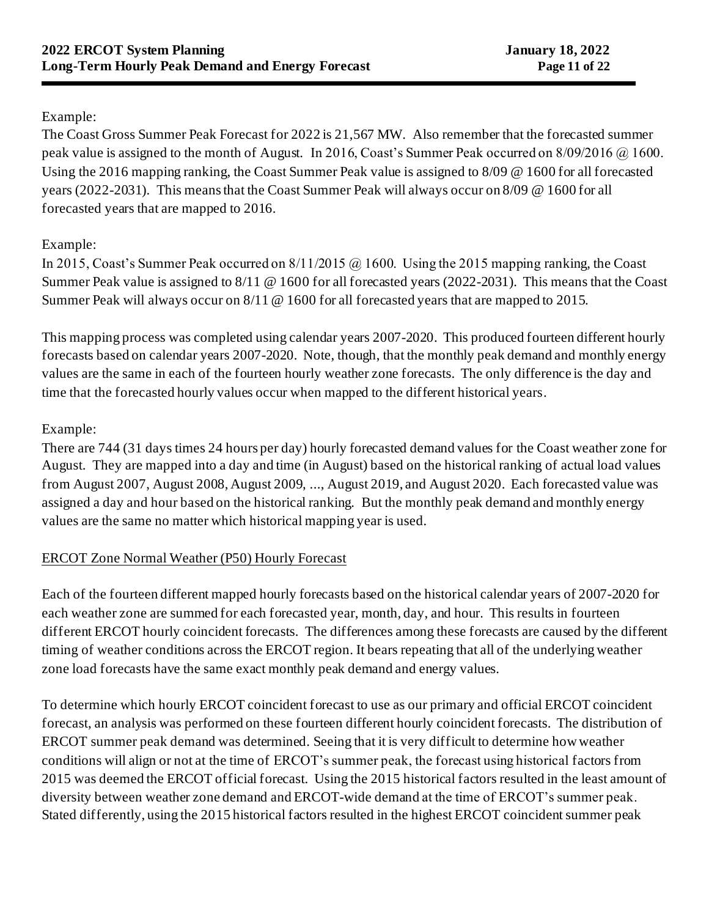Example:
The Coast Gross Summer Peak Forecast for 2022 is 21,567 MW. Also remember that the forecasted summer peak value is assigned to the month of August. In 2016, Coast's Summer Peak occurred on 8/09/2016 @ 1600. Using the 2016 mapping ranking, the Coast Summer Peak value is assigned to 8/09 @ 1600 for all forecasted years (2022-2031). This means that the Coast Summer Peak will always occur on 8/09 @ 1600 for all forecasted years that are mapped to 2016.

Example:
In 2015, Coast's Summer Peak occurred on 8/11/2015 @ 1600. Using the 2015 mapping ranking, the Coast Summer Peak value is assigned to 8/11 @ 1600 for all forecasted years (2022-2031). This means that the Coast Summer Peak will always occur on 8/11 @ 1600 for all forecasted years that are mapped to 2015.

This mapping process was completed using calendar years 2007-2020. This produced fourteen different hourly forecasts based on calendar years 2007-2020. Note, though, that the monthly peak demand and monthly energy values are the same in each of the fourteen hourly weather zone forecasts. The only difference is the day and time that the forecasted hourly values occur when mapped to the different historical years.

Example:
There are 744 (31 days times 24 hours per day) hourly forecasted demand values for the Coast weather zone for August. They are mapped into a day and time (in August) based on the historical ranking of actual load values from August 2007, August 2008, August 2009, ..., August 2019, and August 2020. Each forecasted value was assigned a day and hour based on the historical ranking. But the monthly peak demand and monthly energy values are the same no matter which historical mapping year is used.

ERCOT Zone Normal Weather (P50) Hourly Forecast

Each of the fourteen different mapped hourly forecasts based on the historical calendar years of 2007-2020 for each weather zone are summed for each forecasted year, month, day, and hour. This results in fourteen different ERCOT hourly coincident forecasts. The differences among these forecasts are caused by the different timing of weather conditions across the ERCOT region. It bears repeating that all of the underlying weather zone load forecasts have the same exact monthly peak demand and energy values.

To determine which hourly ERCOT coincident forecast to use as our primary and official ERCOT coincident forecast, an analysis was performed on these fourteen different hourly coincident forecasts. The distribution of ERCOT summer peak demand was determined. Seeing that it is very difficult to determine how weather conditions will align or not at the time of ERCOT's summer peak, the forecast using historical factors from 2015 was deemed the ERCOT official forecast. Using the 2015 historical factors resulted in the least amount of diversity between weather zone demand and ERCOT-wide demand at the time of ERCOT's summer peak. Stated differently, using the 2015 historical factors resulted in the highest ERCOT coincident summer peak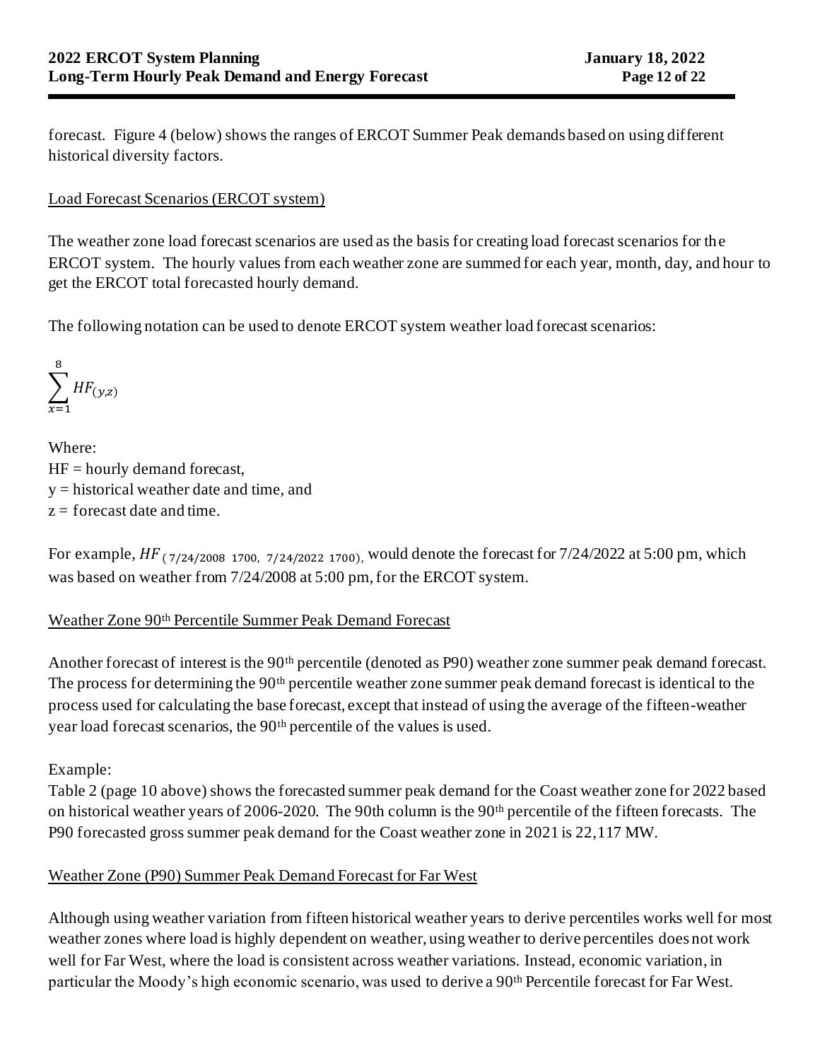forecast. Figure 4 (below) shows the ranges of ERCOT Summer Peak demands based on using different historical diversity factors.

## Load Forecast Scenarios (ERCOT system)

The weather zone load forecast scenarios are used as the basis for creating load forecast scenarios for the ERCOT system. The hourly values from each weather zone are summed for each year, month, day, and hour to get the ERCOT total forecasted hourly demand.

The following notation can be used to denote ERCOT system weather load forecast scenarios:

$$\sum_{x=1}^{8} HF_{(y,z)}$$

Where:
HF = hourly demand forecast,
y = historical weather date and time, and
z = forecast date and time.

For example, $HF_{(7/24/2008\ 1700,\ 7/24/2022\ 1700)}$, would denote the forecast for 7/24/2022 at 5:00 pm, which was based on weather from 7/24/2008 at 5:00 pm, for the ERCOT system.

## Weather Zone 90th Percentile Summer Peak Demand Forecast

Another forecast of interest is the 90th percentile (denoted as P90) weather zone summer peak demand forecast. The process for determining the 90th percentile weather zone summer peak demand forecast is identical to the process used for calculating the base forecast, except that instead of using the average of the fifteen-weather year load forecast scenarios, the 90th percentile of the values is used.

Example:
Table 2 (page 10 above) shows the forecasted summer peak demand for the Coast weather zone for 2022 based on historical weather years of 2006-2020. The 90th column is the 90th percentile of the fifteen forecasts. The P90 forecasted gross summer peak demand for the Coast weather zone in 2021 is 22,117 MW.

## Weather Zone (P90) Summer Peak Demand Forecast for Far West

Although using weather variation from fifteen historical weather years to derive percentiles works well for most weather zones where load is highly dependent on weather, using weather to derive percentiles does not work well for Far West, where the load is consistent across weather variations. Instead, economic variation, in particular the Moody's high economic scenario, was used to derive a 90th Percentile forecast for Far West.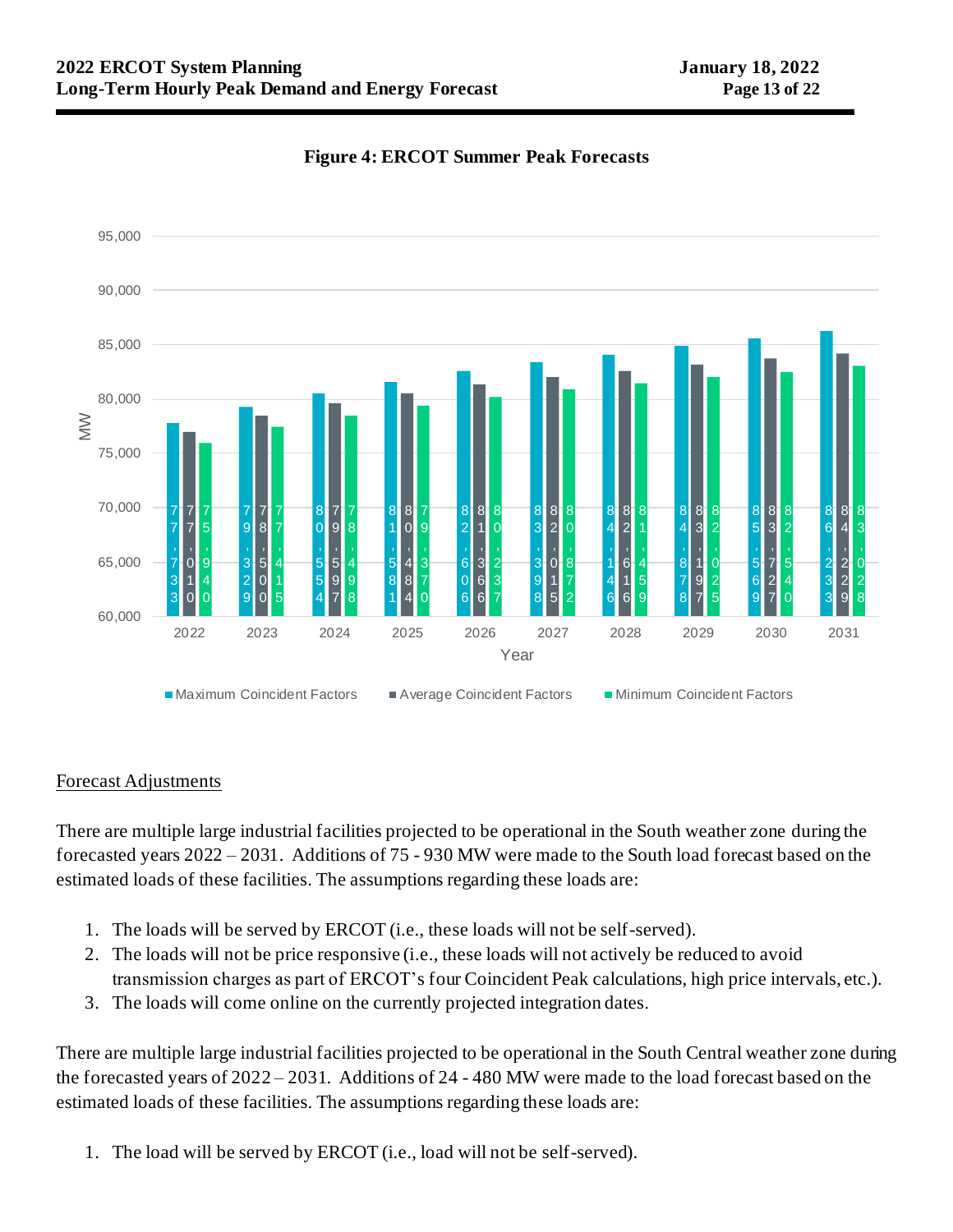**Figure 4: ERCOT Summer Peak Forecasts**

| Year | Maximum Coincident Factors (MW) | Average Coincident Factors (MW) | Minimum Coincident Factors (MW) |
|---|---|---|---|
| 2022 | 77,733 | 77,010 | 75,940 |
| 2023 | 79,329 | 78,500 | 77,415 |
| 2024 | 80,554 | 79,597 | 78,498 |
| 2025 | 81,581 | 80,484 | 79,370 |
| 2026 | 82,606 | 81,366 | 80,237 |
| 2027 | 83,398 | 82,015 | 80,872 |
| 2028 | 84,146 | 82,616 | 81,459 |
| 2029 | 84,878 | 83,197 | 82,025 |
| 2030 | 85,569 | 83,727 | 82,540 |
| 2031 | 86,233 | 84,229 | 83,028 |

## Forecast Adjustments

There are multiple large industrial facilities projected to be operational in the South weather zone during the forecasted years 2022 – 2031. Additions of 75 - 930 MW were made to the South load forecast based on the estimated loads of these facilities. The assumptions regarding these loads are:

1. The loads will be served by ERCOT (i.e., these loads will not be self-served).
2. The loads will not be price responsive (i.e., these loads will not actively be reduced to avoid transmission charges as part of ERCOT's four Coincident Peak calculations, high price intervals, etc.).
3. The loads will come online on the currently projected integration dates.

There are multiple large industrial facilities projected to be operational in the South Central weather zone during the forecasted years of 2022 – 2031. Additions of 24 - 480 MW were made to the load forecast based on the estimated loads of these facilities. The assumptions regarding these loads are:

1. The load will be served by ERCOT (i.e., load will not be self-served).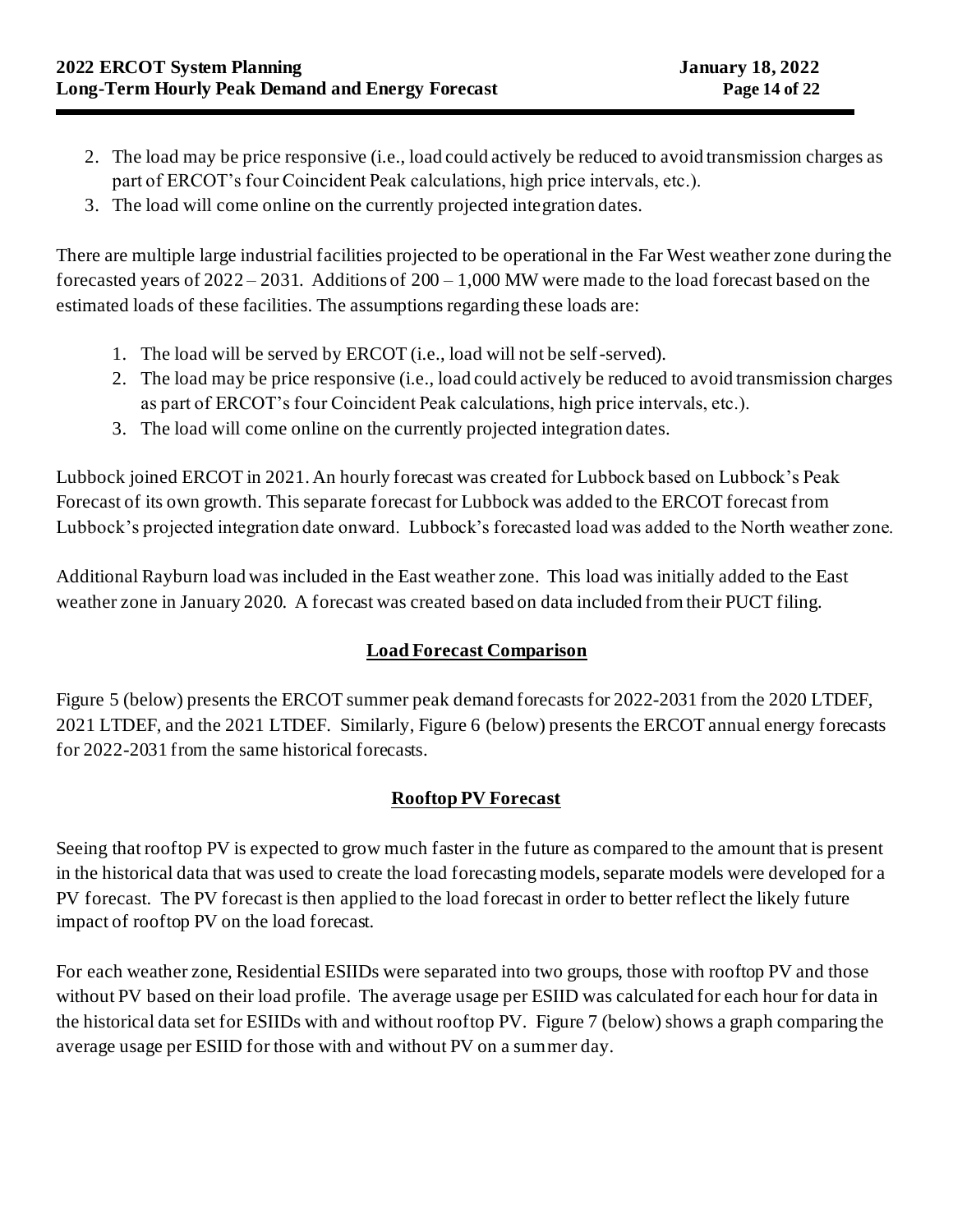2. The load may be price responsive (i.e., load could actively be reduced to avoid transmission charges as part of ERCOT's four Coincident Peak calculations, high price intervals, etc.).
3. The load will come online on the currently projected integration dates.

There are multiple large industrial facilities projected to be operational in the Far West weather zone during the forecasted years of 2022 – 2031. Additions of 200 – 1,000 MW were made to the load forecast based on the estimated loads of these facilities. The assumptions regarding these loads are:

1. The load will be served by ERCOT (i.e., load will not be self-served).
2. The load may be price responsive (i.e., load could actively be reduced to avoid transmission charges as part of ERCOT's four Coincident Peak calculations, high price intervals, etc.).
3. The load will come online on the currently projected integration dates.

Lubbock joined ERCOT in 2021. An hourly forecast was created for Lubbock based on Lubbock's Peak Forecast of its own growth. This separate forecast for Lubbock was added to the ERCOT forecast from Lubbock's projected integration date onward. Lubbock's forecasted load was added to the North weather zone.

Additional Rayburn load was included in the East weather zone. This load was initially added to the East weather zone in January 2020. A forecast was created based on data included from their PUCT filing.

## Load Forecast Comparison

Figure 5 (below) presents the ERCOT summer peak demand forecasts for 2022-2031 from the 2020 LTDEF, 2021 LTDEF, and the 2021 LTDEF. Similarly, Figure 6 (below) presents the ERCOT annual energy forecasts for 2022-2031 from the same historical forecasts.

## Rooftop PV Forecast

Seeing that rooftop PV is expected to grow much faster in the future as compared to the amount that is present in the historical data that was used to create the load forecasting models, separate models were developed for a PV forecast. The PV forecast is then applied to the load forecast in order to better reflect the likely future impact of rooftop PV on the load forecast.

For each weather zone, Residential ESIIDs were separated into two groups, those with rooftop PV and those without PV based on their load profile. The average usage per ESIID was calculated for each hour for data in the historical data set for ESIIDs with and without rooftop PV. Figure 7 (below) shows a graph comparing the average usage per ESIID for those with and without PV on a summer day.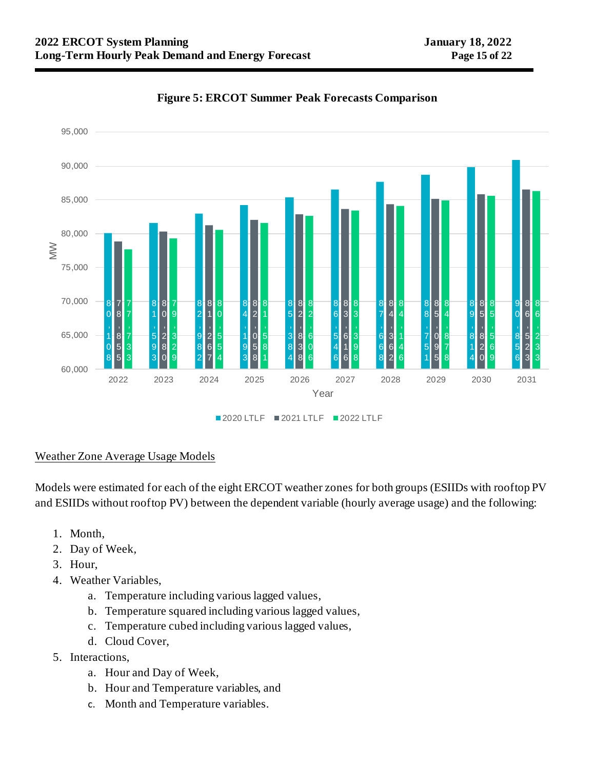**Figure 5: ERCOT Summer Peak Forecasts Comparison**

| Year | 2020 LTLF (MW) | 2021 LTLF (MW) | 2022 LTLF (MW) |
|---|---|---|---|
| 2022 | 80,108 | 78,855 | 77,733 |
| 2023 | 81,593 | 80,280 | 79,329 |
| 2024 | 82,982 | 81,267 | 80,554 |
| 2025 | 84,193 | 82,058 | 81,581 |
| 2026 | 85,384 | 82,838 | 82,606 |
| 2027 | 86,546 | 83,616 | 83,398 |
| 2028 | 87,668 | 84,362 | 84,146 |
| 2029 | 88,751 | 85,095 | 84,878 |
| 2030 | 89,814 | 85,820 | 85,569 |
| 2031 | 90,856 | 86,523 | 86,233 |

<u>Weather Zone Average Usage Models</u>

Models were estimated for each of the eight ERCOT weather zones for both groups (ESIIDs with rooftop PV and ESIIDs without rooftop PV) between the dependent variable (hourly average usage) and the following:

1. Month,
2. Day of Week,
3. Hour,
4. Weather Variables,
   a. Temperature including various lagged values,
   b. Temperature squared including various lagged values,
   c. Temperature cubed including various lagged values,
   d. Cloud Cover,
5. Interactions,
   a. Hour and Day of Week,
   b. Hour and Temperature variables, and
   c. Month and Temperature variables.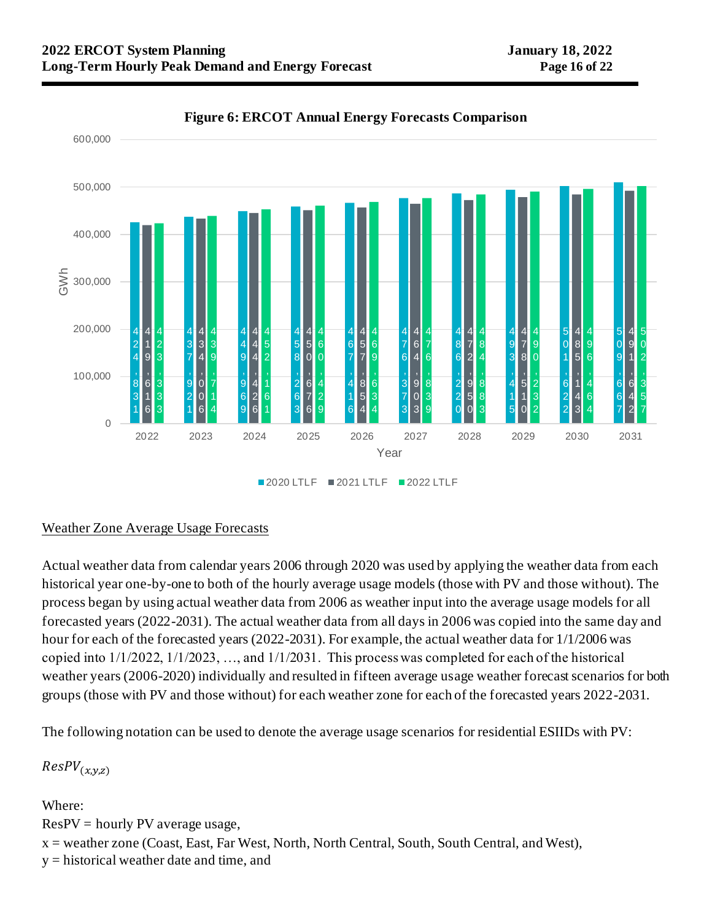**Figure 6: ERCOT Annual Energy Forecasts Comparison**

| Year | 2020 LTLF (GWh) | 2021 LTLF (GWh) | 2022 LTLF (GWh) |
|---|---|---|---|
| 2022 | 424,831 | 419,616 | 423,333 |
| 2023 | 437,921 | 434,016 | 439,714 |
| 2024 | 449,969 | 444,126 | 452,161 |
| 2025 | 458,263 | 450,676 | 460,429 |
| 2026 | 467,416 | 457,854 | 469,634 |
| 2027 | 476,373 | 464,903 | 476,839 |
| 2028 | 486,220 | 472,950 | 484,883 |
| 2029 | 493,415 | 478,510 | 490,232 |
| 2030 | 501,622 | 485,143 | 496,464 |
| 2031 | 509,667 | 491,642 | 502,357 |

Weather Zone Average Usage Forecasts

Actual weather data from calendar years 2006 through 2020 was used by applying the weather data from each historical year one-by-one to both of the hourly average usage models (those with PV and those without). The process began by using actual weather data from 2006 as weather input into the average usage models for all forecasted years (2022-2031). The actual weather data from all days in 2006 was copied into the same day and hour for each of the forecasted years (2022-2031). For example, the actual weather data for 1/1/2006 was copied into 1/1/2022, 1/1/2023, …, and 1/1/2031. This process was completed for each of the historical weather years (2006-2020) individually and resulted in fifteen average usage weather forecast scenarios for both groups (those with PV and those without) for each weather zone for each of the forecasted years 2022-2031.

The following notation can be used to denote the average usage scenarios for residential ESIIDs with PV:

$ResPV_{(x,y,z)}$

Where:
ResPV = hourly PV average usage,
x = weather zone (Coast, East, Far West, North, North Central, South, South Central, and West),
y = historical weather date and time, and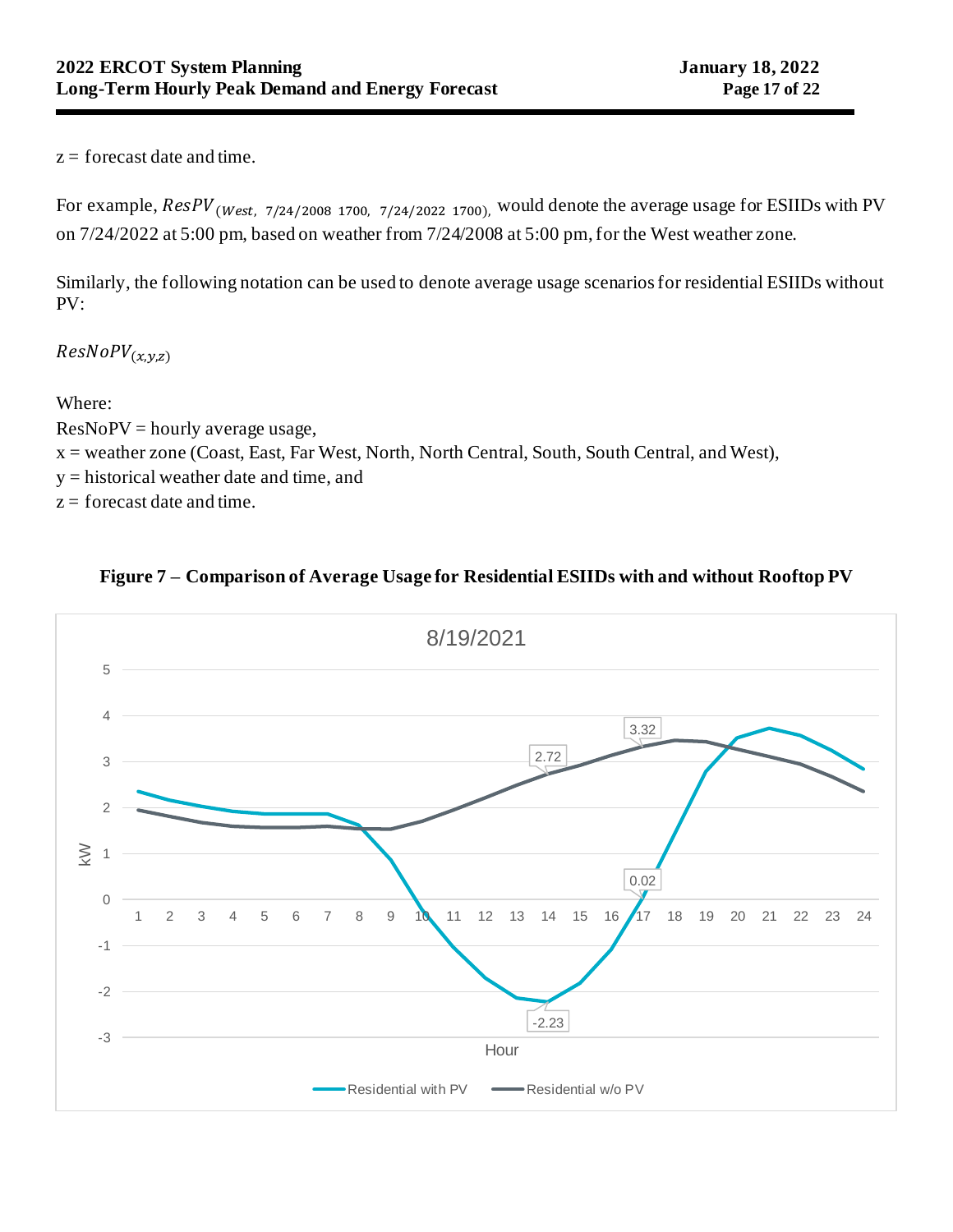z = forecast date and time.

For example, $ResPV_{(West,\ 7/24/2008\ 1700,\ 7/24/2022\ 1700)}$, would denote the average usage for ESIIDs with PV on 7/24/2022 at 5:00 pm, based on weather from 7/24/2008 at 5:00 pm, for the West weather zone.

Similarly, the following notation can be used to denote average usage scenarios for residential ESIIDs without PV:

$ResNoPV_{(x,y,z)}$

Where:
ResNoPV = hourly average usage,
x = weather zone (Coast, East, Far West, North, North Central, South, South Central, and West),
y = historical weather date and time, and
z = forecast date and time.

**Figure 7 – Comparison of Average Usage for Residential ESIIDs with and without Rooftop PV**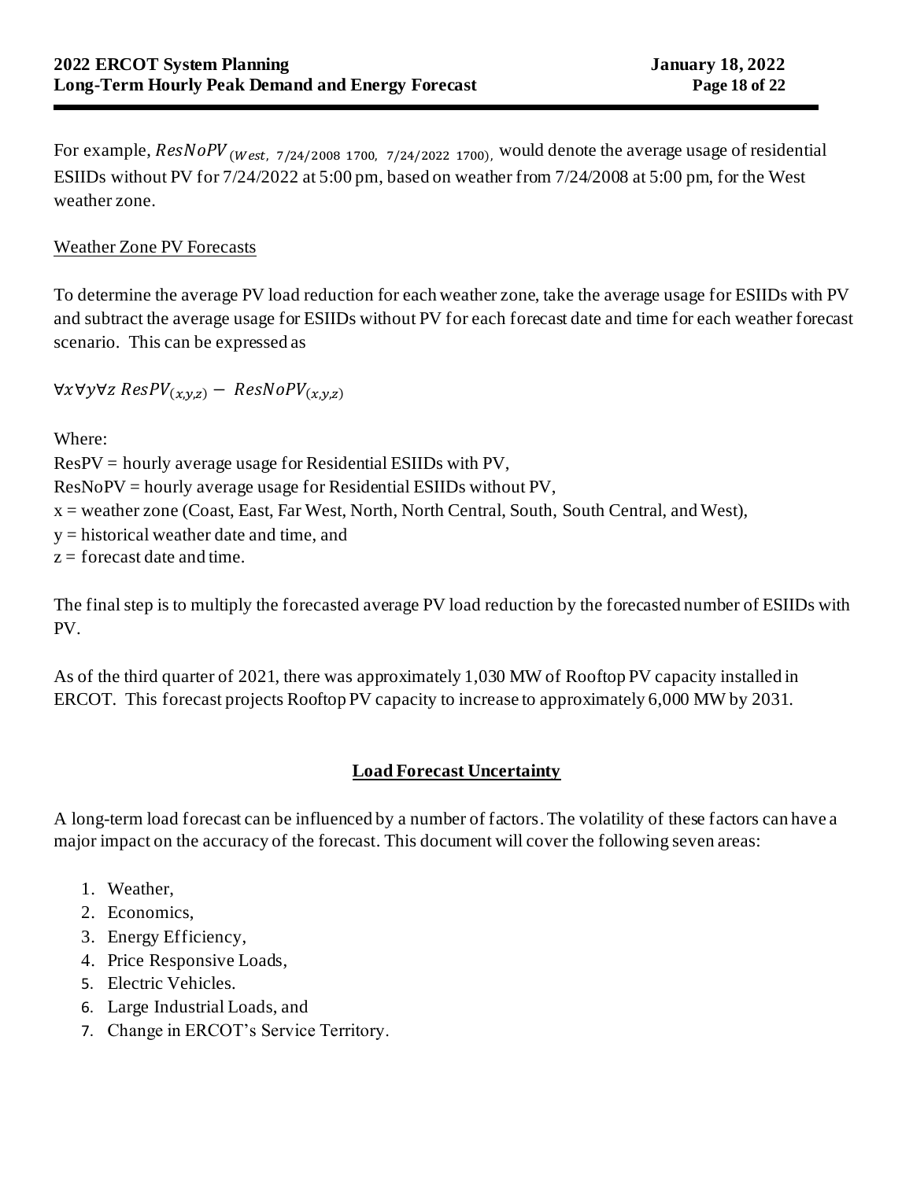For example, $ResNoPV_{(West,\ 7/24/2008\ 1700,\ 7/24/2022\ 1700)}$, would denote the average usage of residential ESIIDs without PV for 7/24/2022 at 5:00 pm, based on weather from 7/24/2008 at 5:00 pm, for the West weather zone.

Weather Zone PV Forecasts

To determine the average PV load reduction for each weather zone, take the average usage for ESIIDs with PV and subtract the average usage for ESIIDs without PV for each forecast date and time for each weather forecast scenario. This can be expressed as

$$\forall x \forall y \forall z \ ResPV_{(x,y,z)} - ResNoPV_{(x,y,z)}$$

Where:
ResPV = hourly average usage for Residential ESIIDs with PV,
ResNoPV = hourly average usage for Residential ESIIDs without PV,
x = weather zone (Coast, East, Far West, North, North Central, South, South Central, and West),
y = historical weather date and time, and
z = forecast date and time.

The final step is to multiply the forecasted average PV load reduction by the forecasted number of ESIIDs with PV.

As of the third quarter of 2021, there was approximately 1,030 MW of Rooftop PV capacity installed in ERCOT. This forecast projects Rooftop PV capacity to increase to approximately 6,000 MW by 2031.

## Load Forecast Uncertainty

A long-term load forecast can be influenced by a number of factors. The volatility of these factors can have a major impact on the accuracy of the forecast. This document will cover the following seven areas:

1. Weather,
2. Economics,
3. Energy Efficiency,
4. Price Responsive Loads,
5. Electric Vehicles.
6. Large Industrial Loads, and
7. Change in ERCOT's Service Territory.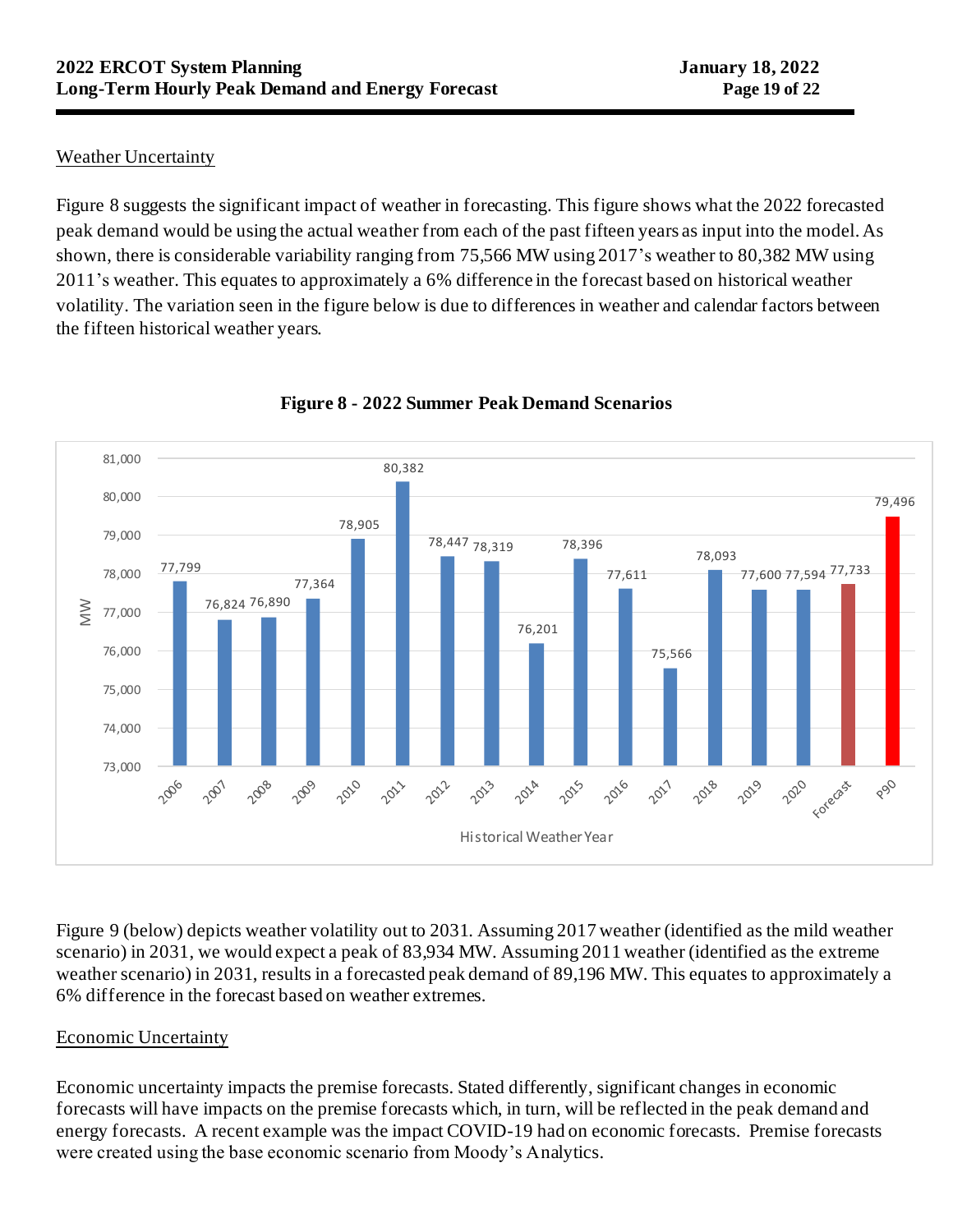Weather Uncertainty

Figure 8 suggests the significant impact of weather in forecasting. This figure shows what the 2022 forecasted peak demand would be using the actual weather from each of the past fifteen years as input into the model. As shown, there is considerable variability ranging from 75,566 MW using 2017's weather to 80,382 MW using 2011's weather. This equates to approximately a 6% difference in the forecast based on historical weather volatility. The variation seen in the figure below is due to differences in weather and calendar factors between the fifteen historical weather years.

**Figure 8 - 2022 Summer Peak Demand Scenarios**

| Historical Weather Year | MW |
|---|---|
| 2006 | 77,799 |
| 2007 | 76,824 |
| 2008 | 76,890 |
| 2009 | 77,364 |
| 2010 | 78,905 |
| 2011 | 80,382 |
| 2012 | 78,447 |
| 2013 | 78,319 |
| 2014 | 76,201 |
| 2015 | 78,396 |
| 2016 | 77,611 |
| 2017 | 75,566 |
| 2018 | 78,093 |
| 2019 | 77,600 |
| 2020 | 77,594 |
| Forecast | 77,733 |
| P90 | 79,496 |

Figure 9 (below) depicts weather volatility out to 2031. Assuming 2017 weather (identified as the mild weather scenario) in 2031, we would expect a peak of 83,934 MW. Assuming 2011 weather (identified as the extreme weather scenario) in 2031, results in a forecasted peak demand of 89,196 MW. This equates to approximately a 6% difference in the forecast based on weather extremes.

Economic Uncertainty

Economic uncertainty impacts the premise forecasts. Stated differently, significant changes in economic forecasts will have impacts on the premise forecasts which, in turn, will be reflected in the peak demand and energy forecasts. A recent example was the impact COVID-19 had on economic forecasts. Premise forecasts were created using the base economic scenario from Moody's Analytics.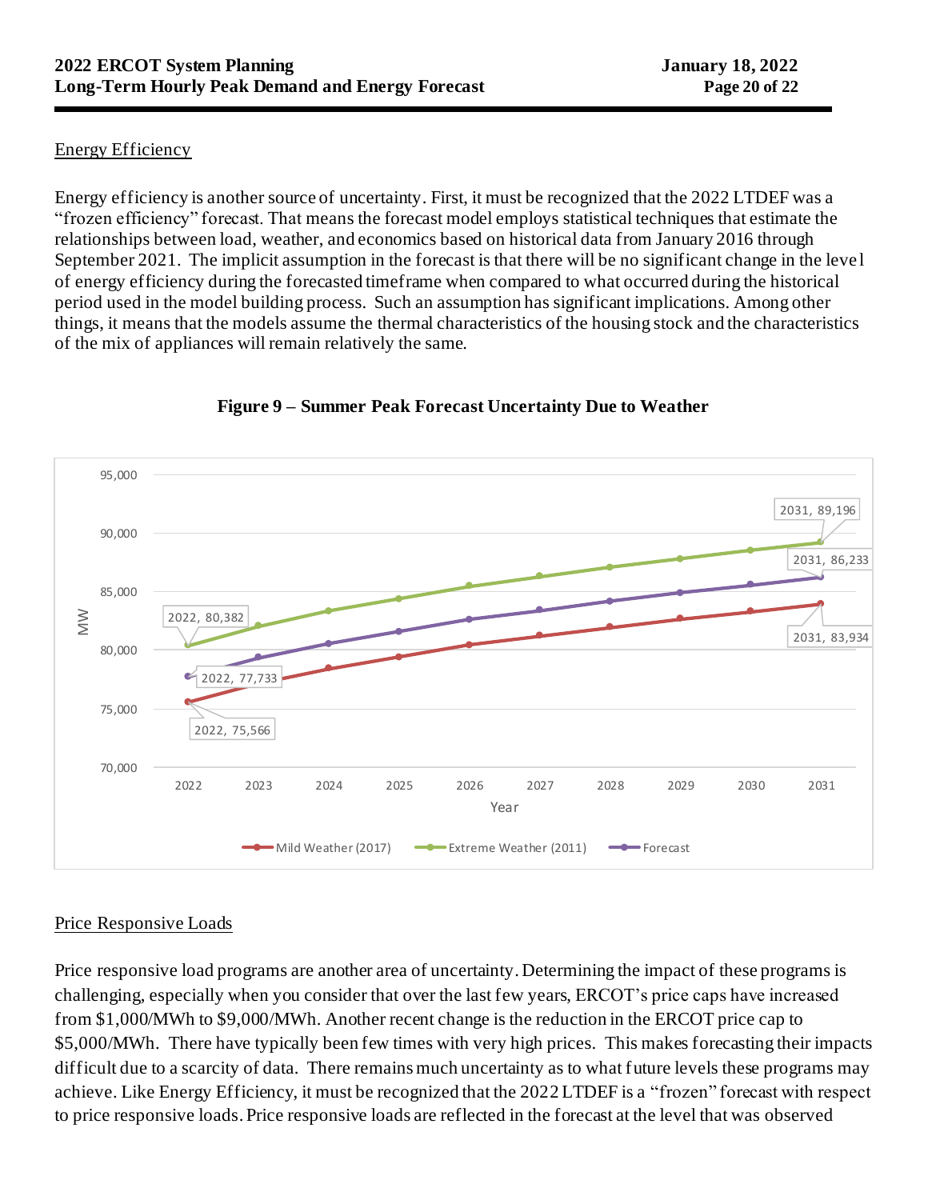## Energy Efficiency

Energy efficiency is another source of uncertainty. First, it must be recognized that the 2022 LTDEF was a "frozen efficiency" forecast. That means the forecast model employs statistical techniques that estimate the relationships between load, weather, and economics based on historical data from January 2016 through September 2021. The implicit assumption in the forecast is that there will be no significant change in the level of energy efficiency during the forecasted timeframe when compared to what occurred during the historical period used in the model building process. Such an assumption has significant implications. Among other things, it means that the models assume the thermal characteristics of the housing stock and the characteristics of the mix of appliances will remain relatively the same.

**Figure 9 – Summer Peak Forecast Uncertainty Due to Weather**

## Price Responsive Loads

Price responsive load programs are another area of uncertainty. Determining the impact of these programs is challenging, especially when you consider that over the last few years, ERCOT's price caps have increased from $1,000/MWh to $9,000/MWh. Another recent change is the reduction in the ERCOT price cap to $5,000/MWh. There have typically been few times with very high prices. This makes forecasting their impacts difficult due to a scarcity of data. There remains much uncertainty as to what future levels these programs may achieve. Like Energy Efficiency, it must be recognized that the 2022 LTDEF is a "frozen" forecast with respect to price responsive loads. Price responsive loads are reflected in the forecast at the level that was observed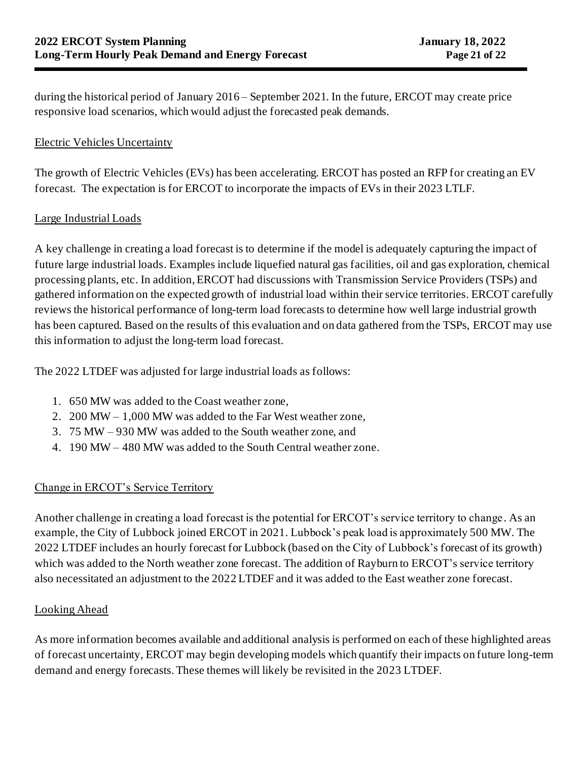during the historical period of January 2016 – September 2021. In the future, ERCOT may create price responsive load scenarios, which would adjust the forecasted peak demands.

### Electric Vehicles Uncertainty

The growth of Electric Vehicles (EVs) has been accelerating. ERCOT has posted an RFP for creating an EV forecast. The expectation is for ERCOT to incorporate the impacts of EVs in their 2023 LTLF.

### Large Industrial Loads

A key challenge in creating a load forecast is to determine if the model is adequately capturing the impact of future large industrial loads. Examples include liquefied natural gas facilities, oil and gas exploration, chemical processing plants, etc. In addition, ERCOT had discussions with Transmission Service Providers (TSPs) and gathered information on the expected growth of industrial load within their service territories. ERCOT carefully reviews the historical performance of long-term load forecasts to determine how well large industrial growth has been captured. Based on the results of this evaluation and on data gathered from the TSPs, ERCOT may use this information to adjust the long-term load forecast.

The 2022 LTDEF was adjusted for large industrial loads as follows:

1. 650 MW was added to the Coast weather zone,
2. 200 MW – 1,000 MW was added to the Far West weather zone,
3. 75 MW – 930 MW was added to the South weather zone, and
4. 190 MW – 480 MW was added to the South Central weather zone.

### Change in ERCOT's Service Territory

Another challenge in creating a load forecast is the potential for ERCOT's service territory to change. As an example, the City of Lubbock joined ERCOT in 2021. Lubbock's peak load is approximately 500 MW. The 2022 LTDEF includes an hourly forecast for Lubbock (based on the City of Lubbock's forecast of its growth) which was added to the North weather zone forecast. The addition of Rayburn to ERCOT's service territory also necessitated an adjustment to the 2022 LTDEF and it was added to the East weather zone forecast.

### Looking Ahead

As more information becomes available and additional analysis is performed on each of these highlighted areas of forecast uncertainty, ERCOT may begin developing models which quantify their impacts on future long-term demand and energy forecasts. These themes will likely be revisited in the 2023 LTDEF.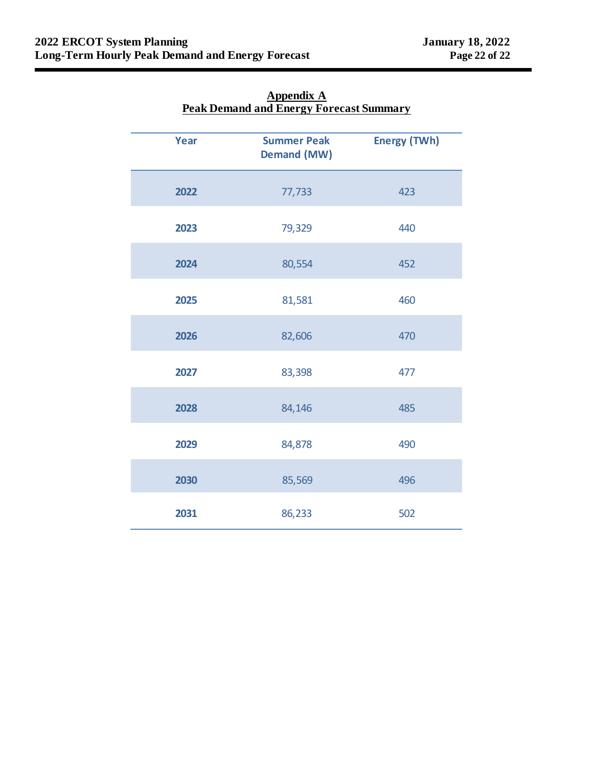## Appendix A
## Peak Demand and Energy Forecast Summary

| Year | Summer Peak Demand (MW) | Energy (TWh) |
|---|---|---|
| **2022** | 77,733 | 423 |
| **2023** | 79,329 | 440 |
| **2024** | 80,554 | 452 |
| **2025** | 81,581 | 460 |
| **2026** | 82,606 | 470 |
| **2027** | 83,398 | 477 |
| **2028** | 84,146 | 485 |
| **2029** | 84,878 | 490 |
| **2030** | 85,569 | 496 |
| **2031** | 86,233 | 502 |